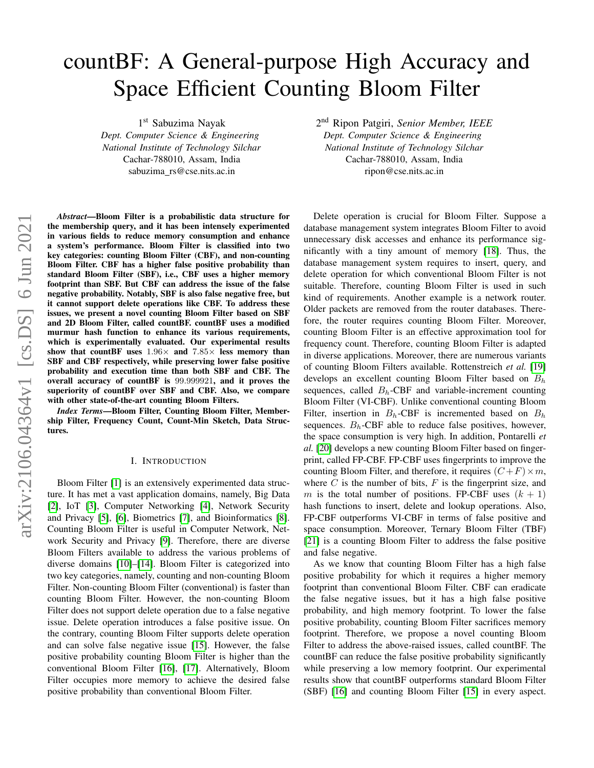# countBF: A General-purpose High Accuracy and Space Efficient Counting Bloom Filter

1st Sabuzima Nayak
*Dept. Computer Science & Engineering*
*National Institute of Technology Silchar*
Cachar-788010, Assam, India
sabuzima_rs@cse.nits.ac.in

2nd Ripon Patgiri, *Senior Member, IEEE*
*Dept. Computer Science & Engineering*
*National Institute of Technology Silchar*
Cachar-788010, Assam, India
ripon@cse.nits.ac.in

***Abstract*—Bloom Filter is a probabilistic data structure for the membership query, and it has been intensely experimented in various fields to reduce memory consumption and enhance a system's performance. Bloom Filter is classified into two key categories: counting Bloom Filter (CBF), and non-counting Bloom Filter. CBF has a higher false positive probability than standard Bloom Filter (SBF), i.e., CBF uses a higher memory footprint than SBF. But CBF can address the issue of the false negative probability. Notably, SBF is also false negative free, but it cannot support delete operations like CBF. To address these issues, we present a novel counting Bloom Filter based on SBF and 2D Bloom Filter, called countBF. countBF uses a modified murmur hash function to enhance its various requirements, which is experimentally evaluated. Our experimental results show that countBF uses $1.96\times$ and $7.85\times$ less memory than SBF and CBF respectively, while preserving lower false positive probability and execution time than both SBF and CBF. The overall accuracy of countBF is $99.999921$, and it proves the superiority of countBF over SBF and CBF. Also, we compare with other state-of-the-art counting Bloom Filters.**

***Index Terms*—Bloom Filter, Counting Bloom Filter, Membership Filter, Frequency Count, Count-Min Sketch, Data Structures.**

## I. Introduction

Bloom Filter [1] is an extensively experimented data structure. It has met a vast application domains, namely, Big Data [2], IoT [3], Computer Networking [4], Network Security and Privacy [5], [6], Biometrics [7], and Bioinformatics [8]. Counting Bloom Filter is useful in Computer Network, Network Security and Privacy [9]. Therefore, there are diverse Bloom Filters available to address the various problems of diverse domains [10]–[14]. Bloom Filter is categorized into two key categories, namely, counting and non-counting Bloom Filter. Non-counting Bloom Filter (conventional) is faster than counting Bloom Filter. However, the non-counting Bloom Filter does not support delete operation due to a false negative issue. Delete operation introduces a false positive issue. On the contrary, counting Bloom Filter supports delete operation and can solve false negative issue [15]. However, the false positive probability counting Bloom Filter is higher than the conventional Bloom Filter [16], [17]. Alternatively, Bloom Filter occupies more memory to achieve the desired false positive probability than conventional Bloom Filter.

Delete operation is crucial for Bloom Filter. Suppose a database management system integrates Bloom Filter to avoid unnecessary disk accesses and enhance its performance significantly with a tiny amount of memory [18]. Thus, the database management system requires to insert, query, and delete operation for which conventional Bloom Filter is not suitable. Therefore, counting Bloom Filter is used in such kind of requirements. Another example is a network router. Older packets are removed from the router databases. Therefore, the router requires counting Bloom Filter. Moreover, counting Bloom Filter is an effective approximation tool for frequency count. Therefore, counting Bloom Filter is adapted in diverse applications. Moreover, there are numerous variants of counting Bloom Filters available. Rottenstreich *et al.* [19] develops an excellent counting Bloom Filter based on $B_h$ sequences, called $B_h$-CBF and variable-increment counting Bloom Filter (VI-CBF). Unlike conventional counting Bloom Filter, insertion in $B_h$-CBF is incremented based on $B_h$ sequences. $B_h$-CBF able to reduce false positives, however, the space consumption is very high. In addition, Pontarelli *et al.* [20] develops a new counting Bloom Filter based on fingerprint, called FP-CBF. FP-CBF uses fingerprints to improve the counting Bloom Filter, and therefore, it requires $(C+F)\times m$, where $C$ is the number of bits, $F$ is the fingerprint size, and $m$ is the total number of positions. FP-CBF uses $(k+1)$ hash functions to insert, delete and lookup operations. Also, FP-CBF outperforms VI-CBF in terms of false positive and space consumption. Moreover, Ternary Bloom Filter (TBF) [21] is a counting Bloom Filter to address the false positive and false negative.

As we know that counting Bloom Filter has a high false positive probability for which it requires a higher memory footprint than conventional Bloom Filter. CBF can eradicate the false negative issues, but it has a high false positive probability, and high memory footprint. To lower the false positive probability, counting Bloom Filter sacrifices memory footprint. Therefore, we propose a novel counting Bloom Filter to address the above-raised issues, called countBF. The countBF can reduce the false positive probability significantly while preserving a low memory footprint. Our experimental results show that countBF outperforms standard Bloom Filter (SBF) [16] and counting Bloom Filter [15] in every aspect.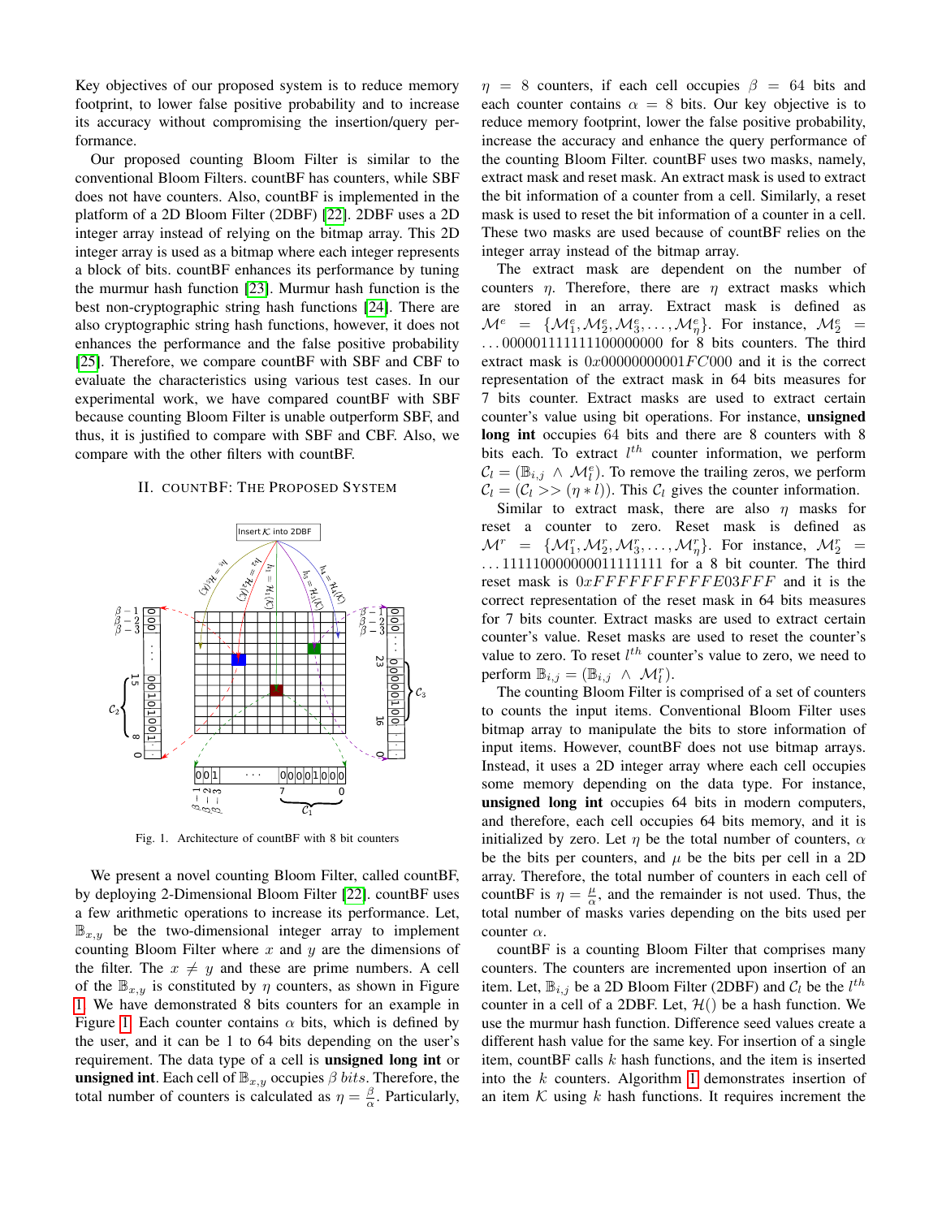Key objectives of our proposed system is to reduce memory footprint, to lower false positive probability and to increase its accuracy without compromising the insertion/query performance.

Our proposed counting Bloom Filter is similar to the conventional Bloom Filters. countBF has counters, while SBF does not have counters. Also, countBF is implemented in the platform of a 2D Bloom Filter (2DBF) [22]. 2DBF uses a 2D integer array instead of relying on the bitmap array. This 2D integer array is used as a bitmap where each integer represents a block of bits. countBF enhances its performance by tuning the murmur hash function [23]. Murmur hash function is the best non-cryptographic string hash functions [24]. There are also cryptographic string hash functions, however, it does not enhances the performance and the false positive probability [25]. Therefore, we compare countBF with SBF and CBF to evaluate the characteristics using various test cases. In our experimental work, we have compared countBF with SBF because counting Bloom Filter is unable outperform SBF, and thus, it is justified to compare with SBF and CBF. Also, we compare with the other filters with countBF.

## II. countBF: The Proposed System

Fig. 1. Architecture of countBF with 8 bit counters

We present a novel counting Bloom Filter, called countBF, by deploying 2-Dimensional Bloom Filter [22]. countBF uses a few arithmetic operations to increase its performance. Let, $\mathbb{B}_{x,y}$ be the two-dimensional integer array to implement counting Bloom Filter where $x$ and $y$ are the dimensions of the filter. The $x \neq y$ and these are prime numbers. A cell of the $\mathbb{B}_{x,y}$ is constituted by $\eta$ counters, as shown in Figure 1. We have demonstrated 8 bits counters for an example in Figure 1. Each counter contains $\alpha$ bits, which is defined by the user, and it can be 1 to 64 bits depending on the user's requirement. The data type of a cell is **unsigned long int** or **unsigned int**. Each cell of $\mathbb{B}_{x,y}$ occupies $\beta$ $bits$. Therefore, the total number of counters is calculated as $\eta = \frac{\beta}{\alpha}$. Particularly, $\eta = 8$ counters, if each cell occupies $\beta = 64$ bits and each counter contains $\alpha = 8$ bits. Our key objective is to reduce memory footprint, lower the false positive probability, increase the accuracy and enhance the query performance of the counting Bloom Filter. countBF uses two masks, namely, extract mask and reset mask. An extract mask is used to extract the bit information of a counter from a cell. Similarly, a reset mask is used to reset the bit information of a counter in a cell. These two masks are used because of countBF relies on the integer array instead of the bitmap array.

The extract mask are dependent on the number of counters $\eta$. Therefore, there are $\eta$ extract masks which are stored in an array. Extract mask is defined as $\mathcal{M}^e = \{\mathcal{M}^e_1, \mathcal{M}^e_2, \mathcal{M}^e_3, \ldots, \mathcal{M}^e_\eta\}$. For instance, $\mathcal{M}^e_2 = \ldots 0000011111111100000000$ for 8 bits counters. The third extract mask is $0x00000000001FC000$ and it is the correct representation of the extract mask in 64 bits measures for 7 bits counter. Extract masks are used to extract certain counter's value using bit operations. For instance, **unsigned long int** occupies 64 bits and there are 8 counters with 8 bits each. To extract $l^{th}$ counter information, we perform $\mathcal{C}_l = (\mathbb{B}_{i,j} \wedge \mathcal{M}^e_l)$. To remove the trailing zeros, we perform $\mathcal{C}_l = (\mathcal{C}_l >> (\eta * l))$. This $\mathcal{C}_l$ gives the counter information.

Similar to extract mask, there are also $\eta$ masks for reset a counter to zero. Reset mask is defined as $\mathcal{M}^r = \{\mathcal{M}^r_1, \mathcal{M}^r_2, \mathcal{M}^r_3, \ldots, \mathcal{M}^r_\eta\}$. For instance, $\mathcal{M}^r_2 = \ldots 1111100000000011111111$ for a 8 bit counter. The third reset mask is $0xFFFFFFFFFFFE03FFF$ and it is the correct representation of the reset mask in 64 bits measures for 7 bits counter. Extract masks are used to extract certain counter's value. Reset masks are used to reset the counter's value to zero. To reset $l^{th}$ counter's value to zero, we need to perform $\mathbb{B}_{i,j} = (\mathbb{B}_{i,j} \wedge \mathcal{M}^r_l)$.

The counting Bloom Filter is comprised of a set of counters to counts the input items. Conventional Bloom Filter uses bitmap array to manipulate the bits to store information of input items. However, countBF does not use bitmap arrays. Instead, it uses a 2D integer array where each cell occupies some memory depending on the data type. For instance, **unsigned long int** occupies 64 bits in modern computers, and therefore, each cell occupies 64 bits memory, and it is initialized by zero. Let $\eta$ be the total number of counters, $\alpha$ be the bits per counters, and $\mu$ be the bits per cell in a 2D array. Therefore, the total number of counters in each cell of countBF is $\eta = \frac{\mu}{\alpha}$, and the remainder is not used. Thus, the total number of masks varies depending on the bits used per counter $\alpha$.

countBF is a counting Bloom Filter that comprises many counters. The counters are incremented upon insertion of an item. Let, $\mathbb{B}_{i,j}$ be a 2D Bloom Filter (2DBF) and $\mathcal{C}_l$ be the $l^{th}$ counter in a cell of a 2DBF. Let, $\mathcal{H}()$ be a hash function. We use the murmur hash function. Difference seed values create a different hash value for the same key. For insertion of a single item, countBF calls $k$ hash functions, and the item is inserted into the $k$ counters. Algorithm 1 demonstrates insertion of an item $\mathcal{K}$ using $k$ hash functions. It requires increment the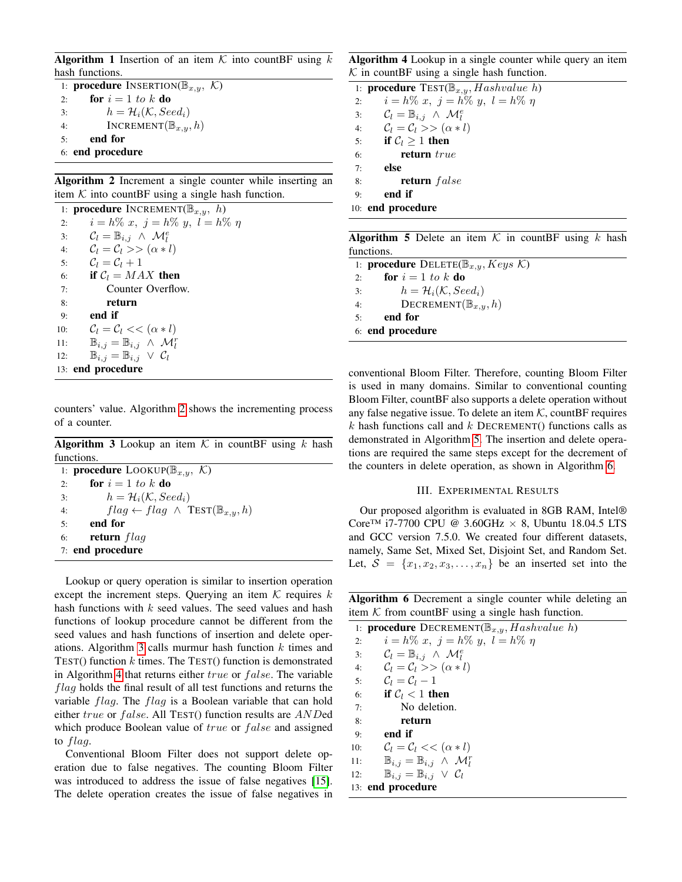**Algorithm 1** Insertion of an item $\mathcal{K}$ into countBF using $k$ hash functions.

```
1: procedure INSERTION(𝔹_{x,y}, 𝒦)
2:     for i = 1 to k do
3:         h = ℋ_i(𝒦, Seed_i)
4:         INCREMENT(𝔹_{x,y}, h)
5:     end for
6: end procedure
```

**Algorithm 2** Increment a single counter while inserting an item $\mathcal{K}$ into countBF using a single hash function.

```
1: procedure INCREMENT(𝔹_{x,y}, h)
2:     i = h% x, j = h% y, l = h% η
3:     𝒞_l = 𝔹_{i,j} ∧ ℳ^e_l
4:     𝒞_l = 𝒞_l >> (α * l)
5:     𝒞_l = 𝒞_l + 1
6:     if 𝒞_l = MAX then
7:         Counter Overflow.
8:         return
9:     end if
10:    𝒞_l = 𝒞_l << (α * l)
11:    𝔹_{i,j} = 𝔹_{i,j} ∧ ℳ^r_l
12:    𝔹_{i,j} = 𝔹_{i,j} ∨ 𝒞_l
13: end procedure
```

counters' value. Algorithm 2 shows the incrementing process of a counter.

**Algorithm 3** Lookup an item $\mathcal{K}$ in countBF using $k$ hash functions.

```
1: procedure LOOKUP(𝔹_{x,y}, 𝒦)
2:     for i = 1 to k do
3:         h = ℋ_i(𝒦, Seed_i)
4:         flag ← flag ∧ TEST(𝔹_{x,y}, h)
5:     end for
6:     return flag
7: end procedure
```

Lookup or query operation is similar to insertion operation except the increment steps. Querying an item $\mathcal{K}$ requires $k$ hash functions with $k$ seed values. The seed values and hash functions of lookup procedure cannot be different from the seed values and hash functions of insertion and delete operations. Algorithm 3 calls murmur hash function $k$ times and TEST() function $k$ times. The TEST() function is demonstrated in Algorithm 4 that returns either $true$ or $false$. The variable $flag$ holds the final result of all test functions and returns the variable $flag$. The $flag$ is a Boolean variable that can hold either $true$ or $false$. All TEST() function results are $AND$ed which produce Boolean value of $true$ or $false$ and assigned to $flag$.

Conventional Bloom Filter does not support delete operation due to false negatives. The counting Bloom Filter was introduced to address the issue of false negatives [15]. The delete operation creates the issue of false negatives in conventional Bloom Filter. Therefore, counting Bloom Filter is used in many domains. Similar to conventional counting Bloom Filter, countBF also supports a delete operation without any false negative issue. To delete an item $\mathcal{K}$, countBF requires $k$ hash functions call and $k$ DECREMENT() functions calls as demonstrated in Algorithm 5. The insertion and delete operations are required the same steps except for the decrement of the counters in delete operation, as shown in Algorithm 6.

**Algorithm 4** Lookup in a single counter while query an item $\mathcal{K}$ in countBF using a single hash function.

```
1: procedure TEST(𝔹_{x,y}, Hashvalue h)
2:     i = h% x, j = h% y, l = h% η
3:     𝒞_l = 𝔹_{i,j} ∧ ℳ^e_l
4:     𝒞_l = 𝒞_l >> (α * l)
5:     if 𝒞_l ≥ 1 then
6:         return true
7:     else
8:         return false
9:     end if
10: end procedure
```

**Algorithm 5** Delete an item $\mathcal{K}$ in countBF using $k$ hash functions.

```
1: procedure DELETE(𝔹_{x,y}, Keys 𝒦)
2:     for i = 1 to k do
3:         h = ℋ_i(𝒦, Seed_i)
4:         DECREMENT(𝔹_{x,y}, h)
5:     end for
6: end procedure
```

**Algorithm 6** Decrement a single counter while deleting an item $\mathcal{K}$ from countBF using a single hash function.

```
1: procedure DECREMENT(𝔹_{x,y}, Hashvalue h)
2:     i = h% x, j = h% y, l = h% η
3:     𝒞_l = 𝔹_{i,j} ∧ ℳ^e_l
4:     𝒞_l = 𝒞_l >> (α * l)
5:     𝒞_l = 𝒞_l − 1
6:     if 𝒞_l < 1 then
7:         No deletion.
8:         return
9:     end if
10:    𝒞_l = 𝒞_l << (α * l)
11:    𝔹_{i,j} = 𝔹_{i,j} ∧ ℳ^r_l
12:    𝔹_{i,j} = 𝔹_{i,j} ∨ 𝒞_l
13: end procedure
```

## III. Experimental Results

Our proposed algorithm is evaluated in 8GB RAM, Intel® Core™ i7-7700 CPU @ 3.60GHz × 8, Ubuntu 18.04.5 LTS and GCC version 7.5.0. We created four different datasets, namely, Same Set, Mixed Set, Disjoint Set, and Random Set. Let, $\mathcal{S} = \{x_1, x_2, x_3, \ldots, x_n\}$ be an inserted set into the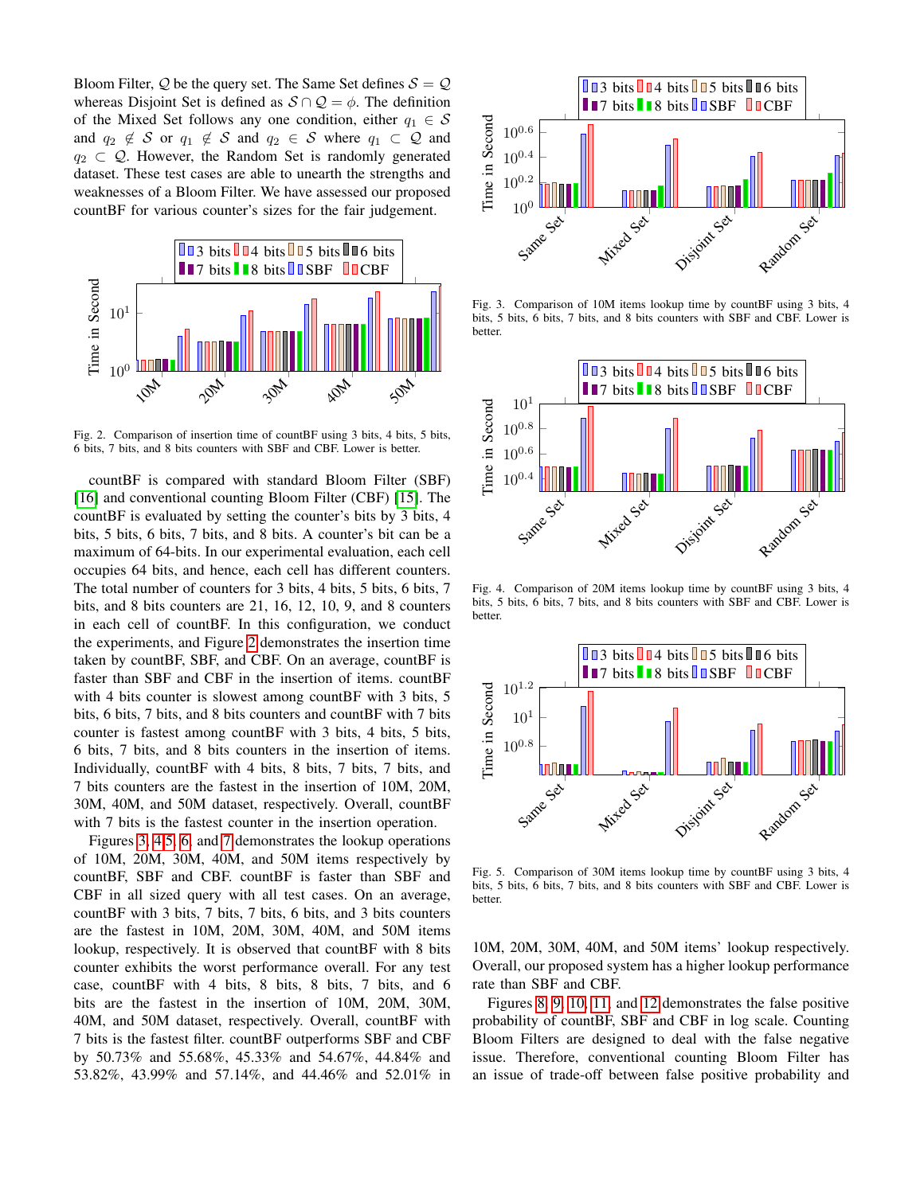Bloom Filter, $\mathcal{Q}$ be the query set. The Same Set defines $\mathcal{S} = \mathcal{Q}$ whereas Disjoint Set is defined as $\mathcal{S} \cap \mathcal{Q} = \phi$. The definition of the Mixed Set follows any one condition, either $q_1 \in \mathcal{S}$ and $q_2 \notin \mathcal{S}$ or $q_1 \notin \mathcal{S}$ and $q_2 \in \mathcal{S}$ where $q_1 \subset \mathcal{Q}$ and $q_2 \subset \mathcal{Q}$. However, the Random Set is randomly generated dataset. These test cases are able to unearth the strengths and weaknesses of a Bloom Filter. We have assessed our proposed countBF for various counter's sizes for the fair judgement.

Fig. 2. Comparison of insertion time of countBF using 3 bits, 4 bits, 5 bits, 6 bits, 7 bits, and 8 bits counters with SBF and CBF. Lower is better.

countBF is compared with standard Bloom Filter (SBF) [16] and conventional counting Bloom Filter (CBF) [15]. The countBF is evaluated by setting the counter's bits by 3 bits, 4 bits, 5 bits, 6 bits, 7 bits, and 8 bits. A counter's bit can be a maximum of 64-bits. In our experimental evaluation, each cell occupies 64 bits, and hence, each cell has different counters. The total number of counters for 3 bits, 4 bits, 5 bits, 6 bits, 7 bits, and 8 bits counters are 21, 16, 12, 10, 9, and 8 counters in each cell of countBF. In this configuration, we conduct the experiments, and Figure 2 demonstrates the insertion time taken by countBF, SBF, and CBF. On an average, countBF is faster than SBF and CBF in the insertion of items. countBF with 4 bits counter is slowest among countBF with 3 bits, 5 bits, 6 bits, 7 bits, and 8 bits counters and countBF with 7 bits counter is fastest among countBF with 3 bits, 4 bits, 5 bits, 6 bits, 7 bits, and 8 bits counters in the insertion of items. Individually, countBF with 4 bits, 8 bits, 7 bits, 7 bits, and 7 bits counters are the fastest in the insertion of 10M, 20M, 30M, 40M, and 50M dataset, respectively. Overall, countBF with 7 bits is the fastest counter in the insertion operation.

Figures 3, 4 5, 6, and 7 demonstrates the lookup operations of 10M, 20M, 30M, 40M, and 50M items respectively by countBF, SBF and CBF. countBF is faster than SBF and CBF in all sized query with all test cases. On an average, countBF with 3 bits, 7 bits, 7 bits, 6 bits, and 3 bits counters are the fastest in 10M, 20M, 30M, 40M, and 50M items lookup, respectively. It is observed that countBF with 8 bits counter exhibits the worst performance overall. For any test case, countBF with 4 bits, 8 bits, 8 bits, 7 bits, and 6 bits are the fastest in the insertion of 10M, 20M, 30M, 40M, and 50M dataset, respectively. Overall, countBF with 7 bits is the fastest filter. countBF outperforms SBF and CBF by 50.73% and 55.68%, 45.33% and 54.67%, 44.84% and 53.82%, 43.99% and 57.14%, and 44.46% and 52.01% in 10M, 20M, 30M, 40M, and 50M items' lookup respectively. Overall, our proposed system has a higher lookup performance rate than SBF and CBF.

Fig. 3. Comparison of 10M items lookup time by countBF using 3 bits, 4 bits, 5 bits, 6 bits, 7 bits, and 8 bits counters with SBF and CBF. Lower is better.

Fig. 4. Comparison of 20M items lookup time by countBF using 3 bits, 4 bits, 5 bits, 6 bits, 7 bits, and 8 bits counters with SBF and CBF. Lower is better.

Fig. 5. Comparison of 30M items lookup time by countBF using 3 bits, 4 bits, 5 bits, 6 bits, 7 bits, and 8 bits counters with SBF and CBF. Lower is better.

Figures 8, 9, 10, 11, and 12 demonstrates the false positive probability of countBF, SBF and CBF in log scale. Counting Bloom Filters are designed to deal with the false negative issue. Therefore, conventional counting Bloom Filter has an issue of trade-off between false positive probability and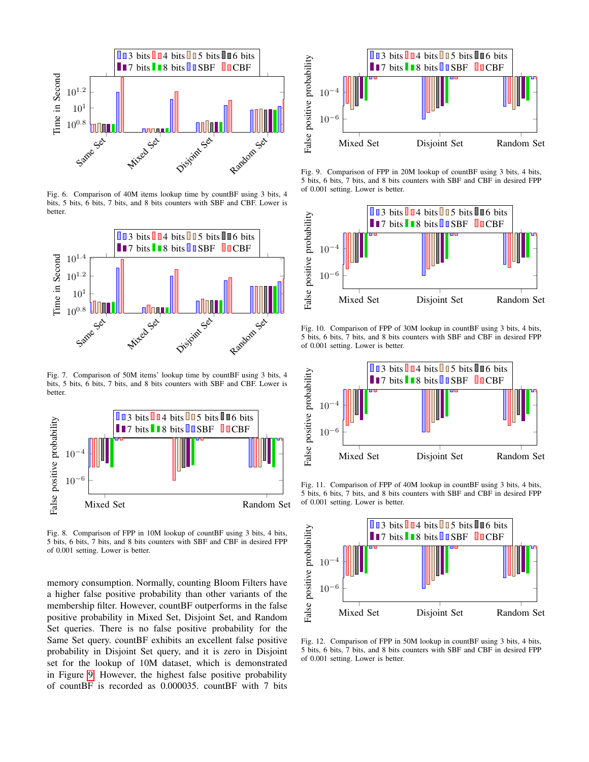Fig. 6. Comparison of 40M items lookup time by countBF using 3 bits, 4 bits, 5 bits, 6 bits, 7 bits, and 8 bits counters with SBF and CBF. Lower is better.

Fig. 7. Comparison of 50M items' lookup time by countBF using 3 bits, 4 bits, 5 bits, 6 bits, 7 bits, and 8 bits counters with SBF and CBF. Lower is better.

Fig. 8. Comparison of FPP in 10M lookup of countBF using 3 bits, 4 bits, 5 bits, 6 bits, 7 bits, and 8 bits counters with SBF and CBF in desired FPP of 0.001 setting. Lower is better.

memory consumption. Normally, counting Bloom Filters have a higher false positive probability than other variants of the membership filter. However, countBF outperforms in the false positive probability in Mixed Set, Disjoint Set, and Random Set queries. There is no false positive probability for the Same Set query. countBF exhibits an excellent false positive probability in Disjoint Set query, and it is zero in Disjoint set for the lookup of 10M dataset, which is demonstrated in Figure 9. However, the highest false positive probability of countBF is recorded as 0.000035. countBF with 7 bits

Fig. 9. Comparison of FPP in 20M lookup of countBF using 3 bits, 4 bits, 5 bits, 6 bits, 7 bits, and 8 bits counters with SBF and CBF in desired FPP of 0.001 setting. Lower is better.

Fig. 10. Comparison of FPP of 30M lookup in countBF using 3 bits, 4 bits, 5 bits, 6 bits, 7 bits, and 8 bits counters with SBF and CBF in desired FPP of 0.001 setting. Lower is better.

Fig. 11. Comparison of FPP of 40M lookup in countBF using 3 bits, 4 bits, 5 bits, 6 bits, 7 bits, and 8 bits counters with SBF and CBF in desired FPP of 0.001 setting. Lower is better.

Fig. 12. Comparison of FPP in 50M lookup in countBF using 3 bits, 4 bits, 5 bits, 6 bits, 7 bits, and 8 bits counters with SBF and CBF in desired FPP of 0.001 setting. Lower is better.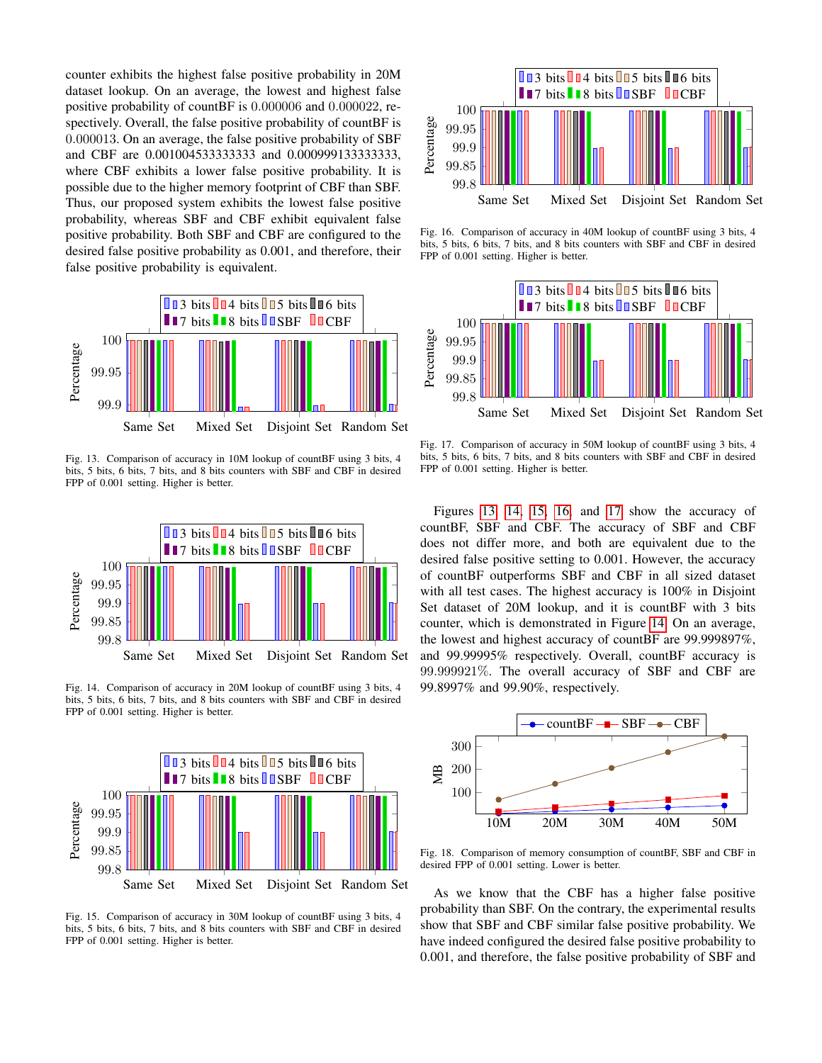counter exhibits the highest false positive probability in 20M dataset lookup. On an average, the lowest and highest false positive probability of countBF is 0.000006 and 0.000022, respectively. Overall, the false positive probability of countBF is 0.000013. On an average, the false positive probability of SBF and CBF are 0.001004533333333 and 0.000999133333333, where CBF exhibits a lower false positive probability. It is possible due to the higher memory footprint of CBF than SBF. Thus, our proposed system exhibits the lowest false positive probability, whereas SBF and CBF exhibit equivalent false positive probability. Both SBF and CBF are configured to the desired false positive probability as 0.001, and therefore, their false positive probability is equivalent.

Fig. 13. Comparison of accuracy in 10M lookup of countBF using 3 bits, 4 bits, 5 bits, 6 bits, 7 bits, and 8 bits counters with SBF and CBF in desired FPP of 0.001 setting. Higher is better.

Fig. 14. Comparison of accuracy in 20M lookup of countBF using 3 bits, 4 bits, 5 bits, 6 bits, 7 bits, and 8 bits counters with SBF and CBF in desired FPP of 0.001 setting. Higher is better.

Fig. 15. Comparison of accuracy in 30M lookup of countBF using 3 bits, 4 bits, 5 bits, 6 bits, 7 bits, and 8 bits counters with SBF and CBF in desired FPP of 0.001 setting. Higher is better.

Fig. 16. Comparison of accuracy in 40M lookup of countBF using 3 bits, 4 bits, 5 bits, 6 bits, 7 bits, and 8 bits counters with SBF and CBF in desired FPP of 0.001 setting. Higher is better.

Fig. 17. Comparison of accuracy in 50M lookup of countBF using 3 bits, 4 bits, 5 bits, 6 bits, 7 bits, and 8 bits counters with SBF and CBF in desired FPP of 0.001 setting. Higher is better.

Figures 13, 14, 15, 16, and 17 show the accuracy of countBF, SBF and CBF. The accuracy of SBF and CBF does not differ more, and both are equivalent due to the desired false positive setting to 0.001. However, the accuracy of countBF outperforms SBF and CBF in all sized dataset with all test cases. The highest accuracy is 100% in Disjoint Set dataset of 20M lookup, and it is countBF with 3 bits counter, which is demonstrated in Figure 14. On an average, the lowest and highest accuracy of countBF are 99.999897%, and 99.99995% respectively. Overall, countBF accuracy is 99.999921%. The overall accuracy of SBF and CBF are 99.8997% and 99.90%, respectively.

Fig. 18. Comparison of memory consumption of countBF, SBF and CBF in desired FPP of 0.001 setting. Lower is better.

As we know that the CBF has a higher false positive probability than SBF. On the contrary, the experimental results show that SBF and CBF similar false positive probability. We have indeed configured the desired false positive probability to 0.001, and therefore, the false positive probability of SBF and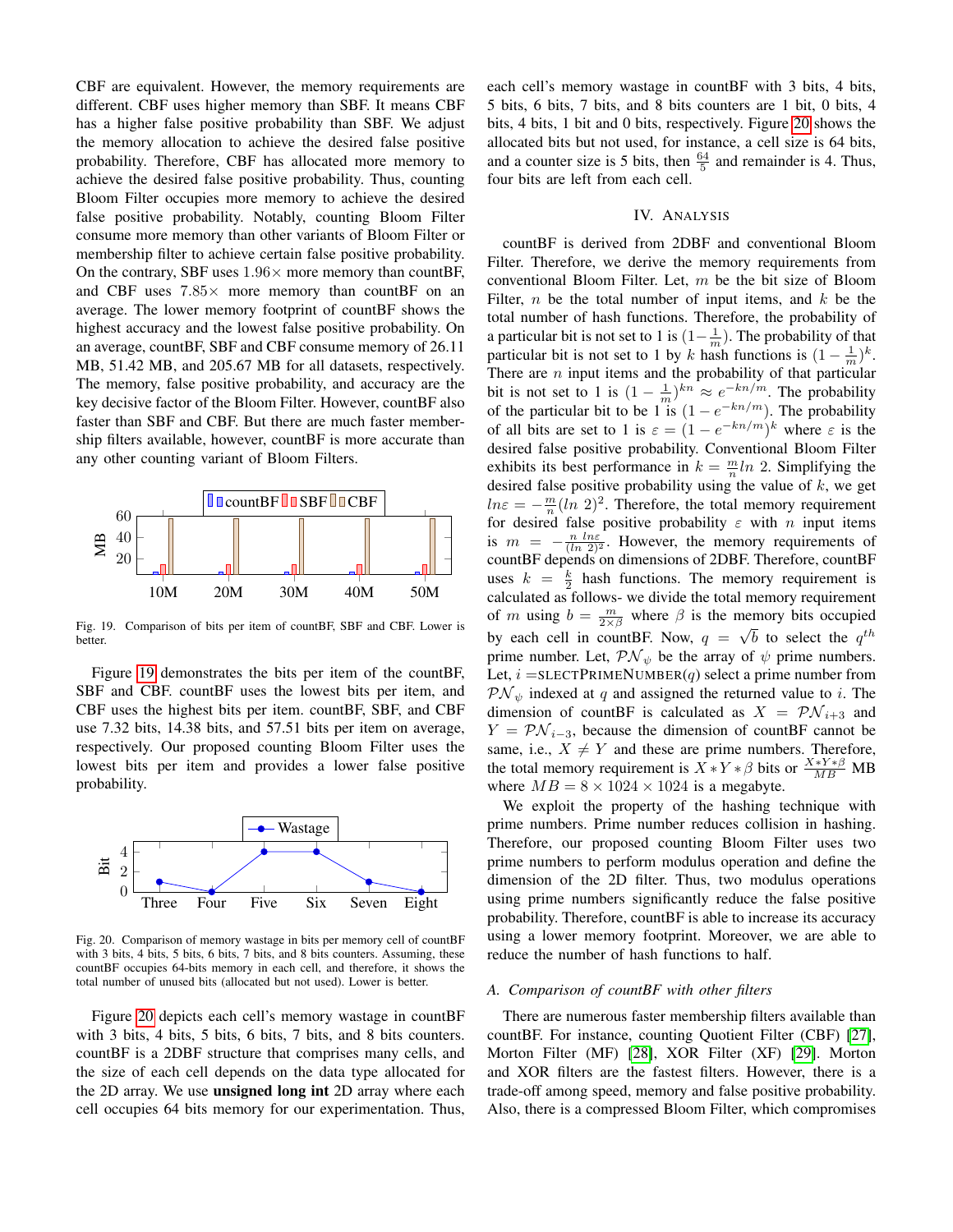CBF are equivalent. However, the memory requirements are different. CBF uses higher memory than SBF. It means CBF has a higher false positive probability than SBF. We adjust the memory allocation to achieve the desired false positive probability. Therefore, CBF has allocated more memory to achieve the desired false positive probability. Thus, counting Bloom Filter occupies more memory to achieve the desired false positive probability. Notably, counting Bloom Filter consume more memory than other variants of Bloom Filter or membership filter to achieve certain false positive probability. On the contrary, SBF uses $1.96\times$ more memory than countBF, and CBF uses $7.85\times$ more memory than countBF on an average. The lower memory footprint of countBF shows the highest accuracy and the lowest false positive probability. On an average, countBF, SBF and CBF consume memory of 26.11 MB, 51.42 MB, and 205.67 MB for all datasets, respectively. The memory, false positive probability, and accuracy are the key decisive factor of the Bloom Filter. However, countBF also faster than SBF and CBF. But there are much faster membership filters available, however, countBF is more accurate than any other counting variant of Bloom Filters.

Fig. 19. Comparison of bits per item of countBF, SBF and CBF. Lower is better.

Figure 19 demonstrates the bits per item of the countBF, SBF and CBF. countBF uses the lowest bits per item, and CBF uses the highest bits per item. countBF, SBF, and CBF use 7.32 bits, 14.38 bits, and 57.51 bits per item on average, respectively. Our proposed counting Bloom Filter uses the lowest bits per item and provides a lower false positive probability.

Fig. 20. Comparison of memory wastage in bits per memory cell of countBF with 3 bits, 4 bits, 5 bits, 6 bits, 7 bits, and 8 bits counters. Assuming, these countBF occupies 64-bits memory in each cell, and therefore, it shows the total number of unused bits (allocated but not used). Lower is better.

Figure 20 depicts each cell's memory wastage in countBF with 3 bits, 4 bits, 5 bits, 6 bits, 7 bits, and 8 bits counters. countBF is a 2DBF structure that comprises many cells, and the size of each cell depends on the data type allocated for the 2D array. We use **unsigned long int** 2D array where each cell occupies 64 bits memory for our experimentation. Thus, each cell's memory wastage in countBF with 3 bits, 4 bits, 5 bits, 6 bits, 7 bits, and 8 bits counters are 1 bit, 0 bits, 4 bits, 4 bits, 1 bit and 0 bits, respectively. Figure 20 shows the allocated bits but not used, for instance, a cell size is 64 bits, and a counter size is 5 bits, then $\frac{64}{5}$ and remainder is 4. Thus, four bits are left from each cell.

## IV. Analysis

countBF is derived from 2DBF and conventional Bloom Filter. Therefore, we derive the memory requirements from conventional Bloom Filter. Let, $m$ be the bit size of Bloom Filter, $n$ be the total number of input items, and $k$ be the total number of hash functions. Therefore, the probability of a particular bit is not set to 1 is $(1-\frac{1}{m})$. The probability of that particular bit is not set to 1 by $k$ hash functions is $(1-\frac{1}{m})^k$. There are $n$ input items and the probability of that particular bit is not set to 1 is $(1-\frac{1}{m})^{kn} \approx e^{-kn/m}$. The probability of the particular bit to be 1 is $(1-e^{-kn/m})$. The probability of all bits are set to 1 is $\varepsilon = (1-e^{-kn/m})^k$ where $\varepsilon$ is the desired false positive probability. Conventional Bloom Filter exhibits its best performance in $k = \frac{m}{n} ln\ 2$. Simplifying the desired false positive probability using the value of $k$, we get $ln \varepsilon = -\frac{m}{n}(ln\ 2)^2$. Therefore, the total memory requirement for desired false positive probability $\varepsilon$ with $n$ input items is $m = -\frac{n\ ln\varepsilon}{(ln\ 2)^2}$. However, the memory requirements of countBF depends on dimensions of 2DBF. Therefore, countBF uses $k = \frac{k}{2}$ hash functions. The memory requirement is calculated as follows- we divide the total memory requirement of $m$ using $b = \frac{m}{2\times\beta}$ where $\beta$ is the memory bits occupied by each cell in countBF. Now, $q = \sqrt{b}$ to select the $q^{th}$ prime number. Let, $\mathcal{PN}_\psi$ be the array of $\psi$ prime numbers. Let, $i =$ SLECTPRIMENUMBER($q$) select a prime number from $\mathcal{PN}_\psi$ indexed at $q$ and assigned the returned value to $i$. The dimension of countBF is calculated as $X = \mathcal{PN}_{i+3}$ and $Y = \mathcal{PN}_{i-3}$, because the dimension of countBF cannot be same, i.e., $X \neq Y$ and these are prime numbers. Therefore, the total memory requirement is $X*Y*\beta$ bits or $\frac{X*Y*\beta}{MB}$ MB where $MB = 8 \times 1024 \times 1024$ is a megabyte.

We exploit the property of the hashing technique with prime numbers. Prime number reduces collision in hashing. Therefore, our proposed counting Bloom Filter uses two prime numbers to perform modulus operation and define the dimension of the 2D filter. Thus, two modulus operations using prime numbers significantly reduce the false positive probability. Therefore, countBF is able to increase its accuracy using a lower memory footprint. Moreover, we are able to reduce the number of hash functions to half.

### A. Comparison of countBF with other filters

There are numerous faster membership filters available than countBF. For instance, counting Quotient Filter (CBF) [27], Morton Filter (MF) [28], XOR Filter (XF) [29]. Morton and XOR filters are the fastest filters. However, there is a trade-off among speed, memory and false positive probability. Also, there is a compressed Bloom Filter, which compromises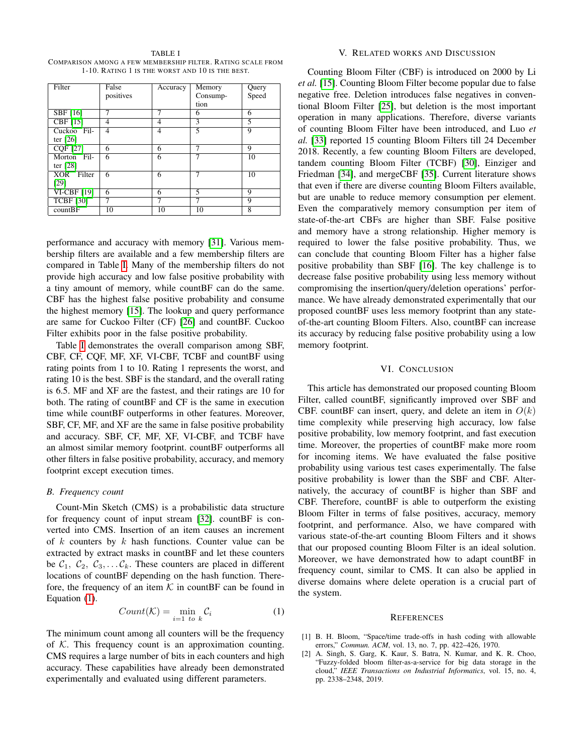TABLE I
COMPARISON AMONG A FEW MEMBERSHIP FILTER. RATING SCALE FROM 1-10. RATING 1 IS THE WORST AND 10 IS THE BEST.

| Filter | False positives | Accuracy | Memory Consumption | Query Speed |
|---|---|---|---|---|
| SBF [16] | 7 | 7 | 6 | 6 |
| CBF [15] | 4 | 4 | 3 | 5 |
| Cuckoo Filter [26] | 4 | 4 | 5 | 9 |
| CQF [27] | 6 | 6 | 7 | 9 |
| Morton Filter [28] | 6 | 6 | 7 | 10 |
| XOR Filter [29] | 6 | 6 | 7 | 10 |
| VI-CBF [19] | 6 | 6 | 5 | 9 |
| TCBF [30] | 7 | 7 | 7 | 9 |
| countBF | 10 | 10 | 10 | 8 |

performance and accuracy with memory [31]. Various membership filters are available and a few membership filters are compared in Table I. Many of the membership filters do not provide high accuracy and low false positive probability with a tiny amount of memory, while countBF can do the same. CBF has the highest false positive probability and consume the highest memory [15]. The lookup and query performance are same for Cuckoo Filter (CF) [26] and countBF. Cuckoo Filter exhibits poor in the false positive probability.

Table I demonstrates the overall comparison among SBF, CBF, CF, CQF, MF, XF, VI-CBF, TCBF and countBF using rating points from 1 to 10. Rating 1 represents the worst, and rating 10 is the best. SBF is the standard, and the overall rating is 6.5. MF and XF are the fastest, and their ratings are 10 for both. The rating of countBF and CF is the same in execution time while countBF outperforms in other features. Moreover, SBF, CF, MF, and XF are the same in false positive probability and accuracy. SBF, CF, MF, XF, VI-CBF, and TCBF have an almost similar memory footprint. countBF outperforms all other filters in false positive probability, accuracy, and memory footprint except execution times.

### B. Frequency count

Count-Min Sketch (CMS) is a probabilistic data structure for frequency count of input stream [32]. countBF is converted into CMS. Insertion of an item causes an increment of $k$ counters by $k$ hash functions. Counter value can be extracted by extract masks in countBF and let these counters be $\mathcal{C}_1$, $\mathcal{C}_2$, $\mathcal{C}_3, \ldots \mathcal{C}_k$. These counters are placed in different locations of countBF depending on the hash function. Therefore, the frequency of an item $\mathcal{K}$ in countBF can be found in Equation (1).

$$Count(\mathcal{K}) = \min_{i=1 \ to \ k} \mathcal{C}_i \tag{1}$$

The minimum count among all counters will be the frequency of $\mathcal{K}$. This frequency count is an approximation counting. CMS requires a large number of bits in each counters and high accuracy. These capabilities have already been demonstrated experimentally and evaluated using different parameters.

## V. Related works and Discussion

Counting Bloom Filter (CBF) is introduced on 2000 by Li *et al.* [15]. Counting Bloom Filter become popular due to false negative free. Deletion introduces false negatives in conventional Bloom Filter [25], but deletion is the most important operation in many applications. Therefore, diverse variants of counting Bloom Filter have been introduced, and Luo *et al.* [33] reported 15 counting Bloom Filters till 24 December 2018. Recently, a few counting Bloom Filters are developed, tandem counting Bloom Filter (TCBF) [30], Einziger and Friedman [34], and mergeCBF [35]. Current literature shows that even if there are diverse counting Bloom Filters available, but are unable to reduce memory consumption per element. Even the comparatively memory consumption per item of state-of-the-art CBFs are higher than SBF. False positive and memory have a strong relationship. Higher memory is required to lower the false positive probability. Thus, we can conclude that counting Bloom Filter has a higher false positive probability than SBF [16]. The key challenge is to decrease false positive probability using less memory without compromising the insertion/query/deletion operations' performance. We have already demonstrated experimentally that our proposed countBF uses less memory footprint than any state-of-the-art counting Bloom Filters. Also, countBF can increase its accuracy by reducing false positive probability using a low memory footprint.

## VI. Conclusion

This article has demonstrated our proposed counting Bloom Filter, called countBF, significantly improved over SBF and CBF. countBF can insert, query, and delete an item in $O(k)$ time complexity while preserving high accuracy, low false positive probability, low memory footprint, and fast execution time. Moreover, the properties of countBF make more room for incoming items. We have evaluated the false positive probability using various test cases experimentally. The false positive probability is lower than the SBF and CBF. Alternatively, the accuracy of countBF is higher than SBF and CBF. Therefore, countBF is able to outperform the existing Bloom Filter in terms of false positives, accuracy, memory footprint, and performance. Also, we have compared with various state-of-the-art counting Bloom Filters and it shows that our proposed counting Bloom Filter is an ideal solution. Moreover, we have demonstrated how to adapt countBF in frequency count, similar to CMS. It can also be applied in diverse domains where delete operation is a crucial part of the system.

## References

[1] B. H. Bloom, "Space/time trade-offs in hash coding with allowable errors," *Commun. ACM*, vol. 13, no. 7, pp. 422–426, 1970.

[2] A. Singh, S. Garg, K. Kaur, S. Batra, N. Kumar, and K. R. Choo, "Fuzzy-folded bloom filter-as-a-service for big data storage in the cloud," *IEEE Transactions on Industrial Informatics*, vol. 15, no. 4, pp. 2338–2348, 2019.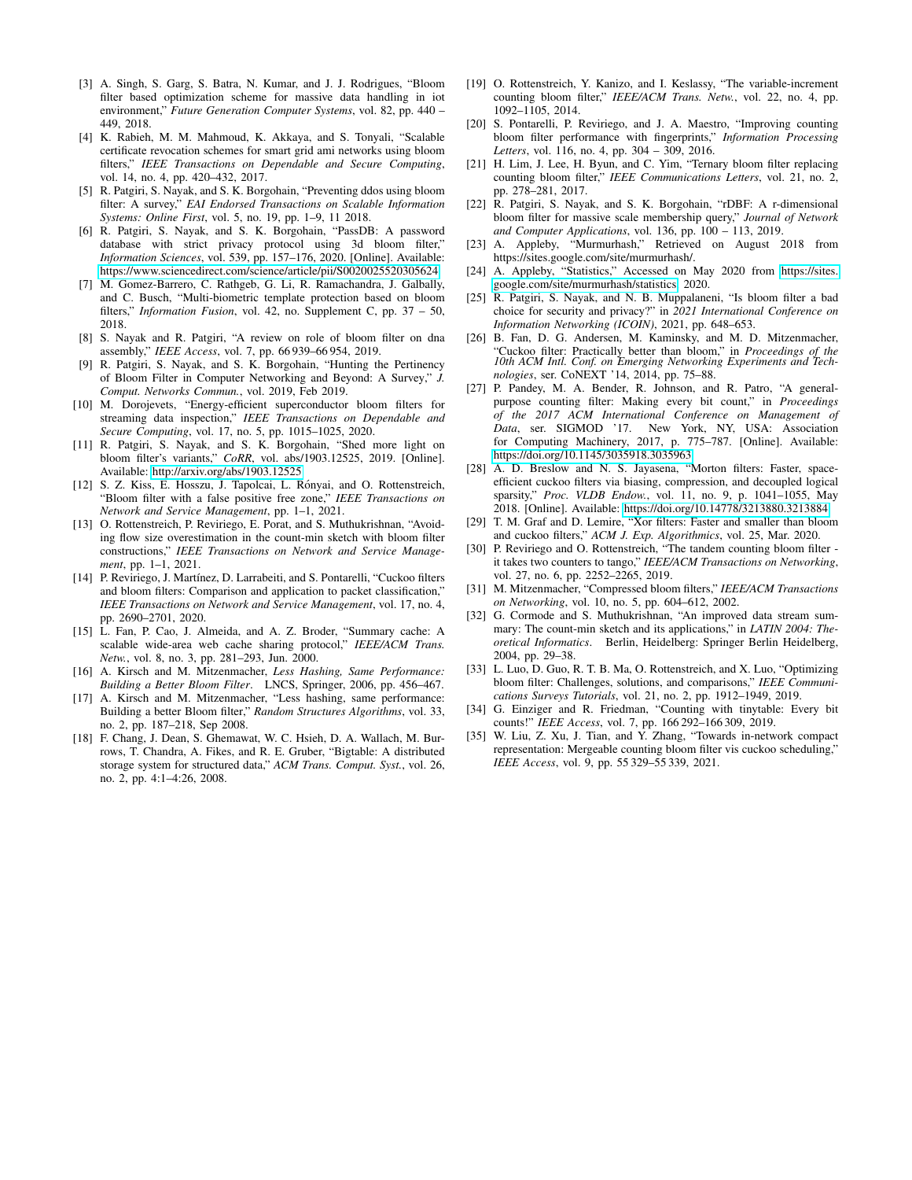[3] A. Singh, S. Garg, S. Batra, N. Kumar, and J. J. Rodrigues, "Bloom filter based optimization scheme for massive data handling in iot environment," *Future Generation Computer Systems*, vol. 82, pp. 440 – 449, 2018.

[4] K. Rabieh, M. M. Mahmoud, K. Akkaya, and S. Tonyali, "Scalable certificate revocation schemes for smart grid ami networks using bloom filters," *IEEE Transactions on Dependable and Secure Computing*, vol. 14, no. 4, pp. 420–432, 2017.

[5] R. Patgiri, S. Nayak, and S. K. Borgohain, "Preventing ddos using bloom filter: A survey," *EAI Endorsed Transactions on Scalable Information Systems: Online First*, vol. 5, no. 19, pp. 1–9, 11 2018.

[6] R. Patgiri, S. Nayak, and S. K. Borgohain, "PassDB: A password database with strict privacy protocol using 3d bloom filter," *Information Sciences*, vol. 539, pp. 157–176, 2020. [Online]. Available: https://www.sciencedirect.com/science/article/pii/S0020025520305624

[7] M. Gomez-Barrero, C. Rathgeb, G. Li, R. Ramachandra, J. Galbally, and C. Busch, "Multi-biometric template protection based on bloom filters," *Information Fusion*, vol. 42, no. Supplement C, pp. 37 – 50, 2018.

[8] S. Nayak and R. Patgiri, "A review on role of bloom filter on dna assembly," *IEEE Access*, vol. 7, pp. 66 939–66 954, 2019.

[9] R. Patgiri, S. Nayak, and S. K. Borgohain, "Hunting the Pertinency of Bloom Filter in Computer Networking and Beyond: A Survey," *J. Comput. Networks Commun.*, vol. 2019, Feb 2019.

[10] M. Dorojevets, "Energy-efficient superconductor bloom filters for streaming data inspection," *IEEE Transactions on Dependable and Secure Computing*, vol. 17, no. 5, pp. 1015–1025, 2020.

[11] R. Patgiri, S. Nayak, and S. K. Borgohain, "Shed more light on bloom filter's variants," *CoRR*, vol. abs/1903.12525, 2019. [Online]. Available: http://arxiv.org/abs/1903.12525

[12] S. Z. Kiss, E. Hosszu, J. Tapolcai, L. Rónyai, and O. Rottenstreich, "Bloom filter with a false positive free zone," *IEEE Transactions on Network and Service Management*, pp. 1–1, 2021.

[13] O. Rottenstreich, P. Reviriego, E. Porat, and S. Muthukrishnan, "Avoiding flow size overestimation in the count-min sketch with bloom filter constructions," *IEEE Transactions on Network and Service Management*, pp. 1–1, 2021.

[14] P. Reviriego, J. Martínez, D. Larrabeiti, and S. Pontarelli, "Cuckoo filters and bloom filters: Comparison and application to packet classification," *IEEE Transactions on Network and Service Management*, vol. 17, no. 4, pp. 2690–2701, 2020.

[15] L. Fan, P. Cao, J. Almeida, and A. Z. Broder, "Summary cache: A scalable wide-area web cache sharing protocol," *IEEE/ACM Trans. Netw.*, vol. 8, no. 3, pp. 281–293, Jun. 2000.

[16] A. Kirsch and M. Mitzenmacher, *Less Hashing, Same Performance: Building a Better Bloom Filter*. LNCS, Springer, 2006, pp. 456–467.

[17] A. Kirsch and M. Mitzenmacher, "Less hashing, same performance: Building a better Bloom filter," *Random Structures Algorithms*, vol. 33, no. 2, pp. 187–218, Sep 2008.

[18] F. Chang, J. Dean, S. Ghemawat, W. C. Hsieh, D. A. Wallach, M. Burrows, T. Chandra, A. Fikes, and R. E. Gruber, "Bigtable: A distributed storage system for structured data," *ACM Trans. Comput. Syst.*, vol. 26, no. 2, pp. 4:1–4:26, 2008.

[19] O. Rottenstreich, Y. Kanizo, and I. Keslassy, "The variable-increment counting bloom filter," *IEEE/ACM Trans. Netw.*, vol. 22, no. 4, pp. 1092–1105, 2014.

[20] S. Pontarelli, P. Reviriego, and J. A. Maestro, "Improving counting bloom filter performance with fingerprints," *Information Processing Letters*, vol. 116, no. 4, pp. 304 – 309, 2016.

[21] H. Lim, J. Lee, H. Byun, and C. Yim, "Ternary bloom filter replacing counting bloom filter," *IEEE Communications Letters*, vol. 21, no. 2, pp. 278–281, 2017.

[22] R. Patgiri, S. Nayak, and S. K. Borgohain, "rDBF: A r-dimensional bloom filter for massive scale membership query," *Journal of Network and Computer Applications*, vol. 136, pp. 100 – 113, 2019.

[23] A. Appleby, "Murmurhash," Retrieved on August 2018 from https://sites.google.com/site/murmurhash/.

[24] A. Appleby, "Statistics," Accessed on May 2020 from https://sites.google.com/site/murmurhash/statistics, 2020.

[25] R. Patgiri, S. Nayak, and N. B. Muppalaneni, "Is bloom filter a bad choice for security and privacy?" in *2021 International Conference on Information Networking (ICOIN)*, 2021, pp. 648–653.

[26] B. Fan, D. G. Andersen, M. Kaminsky, and M. D. Mitzenmacher, "Cuckoo filter: Practically better than bloom," in *Proceedings of the 10th ACM Intl. Conf. on Emerging Networking Experiments and Technologies*, ser. CoNEXT '14, 2014, pp. 75–88.

[27] P. Pandey, M. A. Bender, R. Johnson, and R. Patro, "A general-purpose counting filter: Making every bit count," in *Proceedings of the 2017 ACM International Conference on Management of Data*, ser. SIGMOD '17. New York, NY, USA: Association for Computing Machinery, 2017, p. 775–787. [Online]. Available: https://doi.org/10.1145/3035918.3035963

[28] A. D. Breslow and N. S. Jayasena, "Morton filters: Faster, space-efficient cuckoo filters via biasing, compression, and decoupled logical sparsity," *Proc. VLDB Endow.*, vol. 11, no. 9, p. 1041–1055, May 2018. [Online]. Available: https://doi.org/10.14778/3213880.3213884

[29] T. M. Graf and D. Lemire, "Xor filters: Faster and smaller than bloom and cuckoo filters," *ACM J. Exp. Algorithmics*, vol. 25, Mar. 2020.

[30] P. Reviriego and O. Rottenstreich, "The tandem counting bloom filter - it takes two counters to tango," *IEEE/ACM Transactions on Networking*, vol. 27, no. 6, pp. 2252–2265, 2019.

[31] M. Mitzenmacher, "Compressed bloom filters," *IEEE/ACM Transactions on Networking*, vol. 10, no. 5, pp. 604–612, 2002.

[32] G. Cormode and S. Muthukrishnan, "An improved data stream summary: The count-min sketch and its applications," in *LATIN 2004: Theoretical Informatics*. Berlin, Heidelberg: Springer Berlin Heidelberg, 2004, pp. 29–38.

[33] L. Luo, D. Guo, R. T. B. Ma, O. Rottenstreich, and X. Luo, "Optimizing bloom filter: Challenges, solutions, and comparisons," *IEEE Communications Surveys Tutorials*, vol. 21, no. 2, pp. 1912–1949, 2019.

[34] G. Einziger and R. Friedman, "Counting with tinytable: Every bit counts!" *IEEE Access*, vol. 7, pp. 166 292–166 309, 2019.

[35] W. Liu, Z. Xu, J. Tian, and Y. Zhang, "Towards in-network compact representation: Mergeable counting bloom filter vis cuckoo scheduling," *IEEE Access*, vol. 9, pp. 55 329–55 339, 2021.